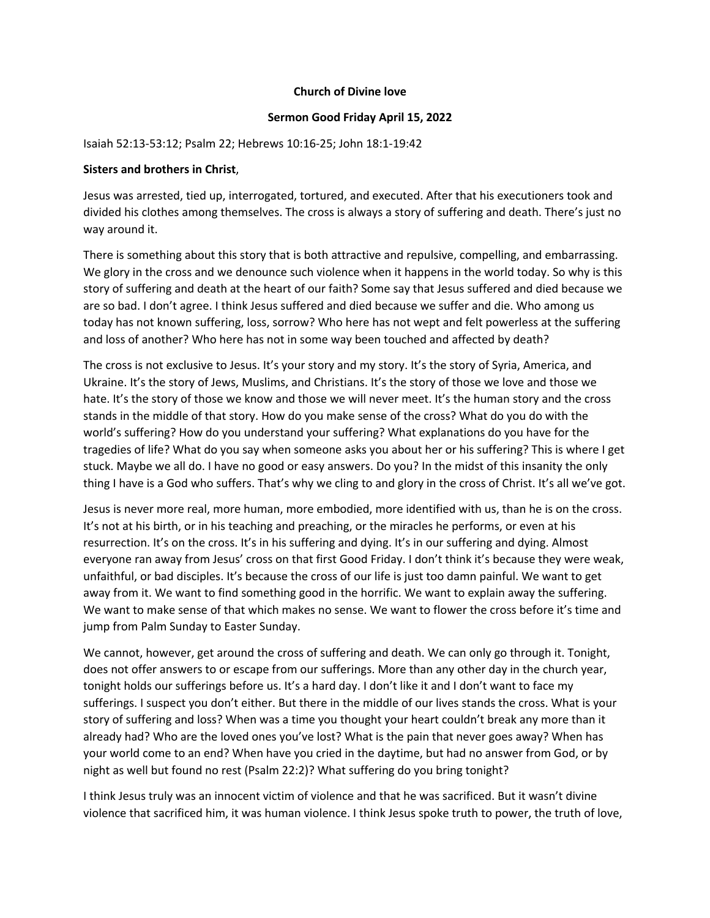**Church of Divine love**

**Sermon Good Friday April 15, 2022**

Isaiah 52:13-53:12; Psalm 22; Hebrews 10:16-25; John 18:1-19:42

**Sisters and brothers in Christ**,

Jesus was arrested, tied up, interrogated, tortured, and executed. After that his executioners took and divided his clothes among themselves. The cross is always a story of suffering and death. There's just no way around it.

There is something about this story that is both attractive and repulsive, compelling, and embarrassing. We glory in the cross and we denounce such violence when it happens in the world today. So why is this story of suffering and death at the heart of our faith? Some say that Jesus suffered and died because we are so bad. I don't agree. I think Jesus suffered and died because we suffer and die. Who among us today has not known suffering, loss, sorrow? Who here has not wept and felt powerless at the suffering and loss of another? Who here has not in some way been touched and affected by death?

The cross is not exclusive to Jesus. It's your story and my story. It's the story of Syria, America, and Ukraine. It's the story of Jews, Muslims, and Christians. It's the story of those we love and those we hate. It's the story of those we know and those we will never meet. It's the human story and the cross stands in the middle of that story. How do you make sense of the cross? What do you do with the world's suffering? How do you understand your suffering? What explanations do you have for the tragedies of life? What do you say when someone asks you about her or his suffering? This is where I get stuck. Maybe we all do. I have no good or easy answers. Do you? In the midst of this insanity the only thing I have is a God who suffers. That's why we cling to and glory in the cross of Christ. It's all we've got.

Jesus is never more real, more human, more embodied, more identified with us, than he is on the cross. It's not at his birth, or in his teaching and preaching, or the miracles he performs, or even at his resurrection. It's on the cross. It's in his suffering and dying. It's in our suffering and dying. Almost everyone ran away from Jesus' cross on that first Good Friday. I don't think it's because they were weak, unfaithful, or bad disciples. It's because the cross of our life is just too damn painful. We want to get away from it. We want to find something good in the horrific. We want to explain away the suffering. We want to make sense of that which makes no sense. We want to flower the cross before it's time and jump from Palm Sunday to Easter Sunday.

We cannot, however, get around the cross of suffering and death. We can only go through it. Tonight, does not offer answers to or escape from our sufferings. More than any other day in the church year, tonight holds our sufferings before us. It's a hard day. I don't like it and I don't want to face my sufferings. I suspect you don't either. But there in the middle of our lives stands the cross. What is your story of suffering and loss? When was a time you thought your heart couldn't break any more than it already had? Who are the loved ones you've lost? What is the pain that never goes away? When has your world come to an end? When have you cried in the daytime, but had no answer from God, or by night as well but found no rest (Psalm 22:2)? What suffering do you bring tonight?

I think Jesus truly was an innocent victim of violence and that he was sacrificed. But it wasn't divine violence that sacrificed him, it was human violence. I think Jesus spoke truth to power, the truth of love,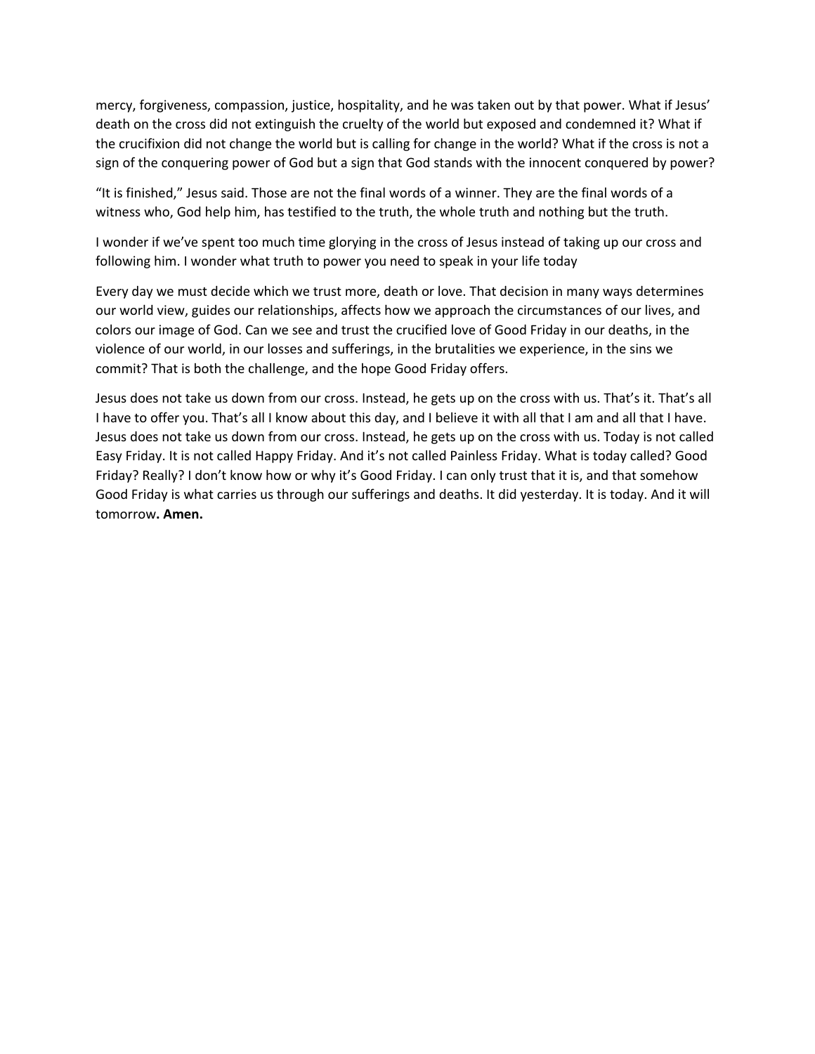mercy, forgiveness, compassion, justice, hospitality, and he was taken out by that power. What if Jesus' death on the cross did not extinguish the cruelty of the world but exposed and condemned it? What if the crucifixion did not change the world but is calling for change in the world? What if the cross is not a sign of the conquering power of God but a sign that God stands with the innocent conquered by power?

"It is finished," Jesus said. Those are not the final words of a winner. They are the final words of a witness who, God help him, has testified to the truth, the whole truth and nothing but the truth.

I wonder if we've spent too much time glorying in the cross of Jesus instead of taking up our cross and following him. I wonder what truth to power you need to speak in your life today

Every day we must decide which we trust more, death or love. That decision in many ways determines our world view, guides our relationships, affects how we approach the circumstances of our lives, and colors our image of God. Can we see and trust the crucified love of Good Friday in our deaths, in the violence of our world, in our losses and sufferings, in the brutalities we experience, in the sins we commit? That is both the challenge, and the hope Good Friday offers.

Jesus does not take us down from our cross. Instead, he gets up on the cross with us. That's it. That's all I have to offer you. That's all I know about this day, and I believe it with all that I am and all that I have. Jesus does not take us down from our cross. Instead, he gets up on the cross with us. Today is not called Easy Friday. It is not called Happy Friday. And it's not called Painless Friday. What is today called? Good Friday? Really? I don't know how or why it's Good Friday. I can only trust that it is, and that somehow Good Friday is what carries us through our sufferings and deaths. It did yesterday. It is today. And it will tomorrow**. Amen.**